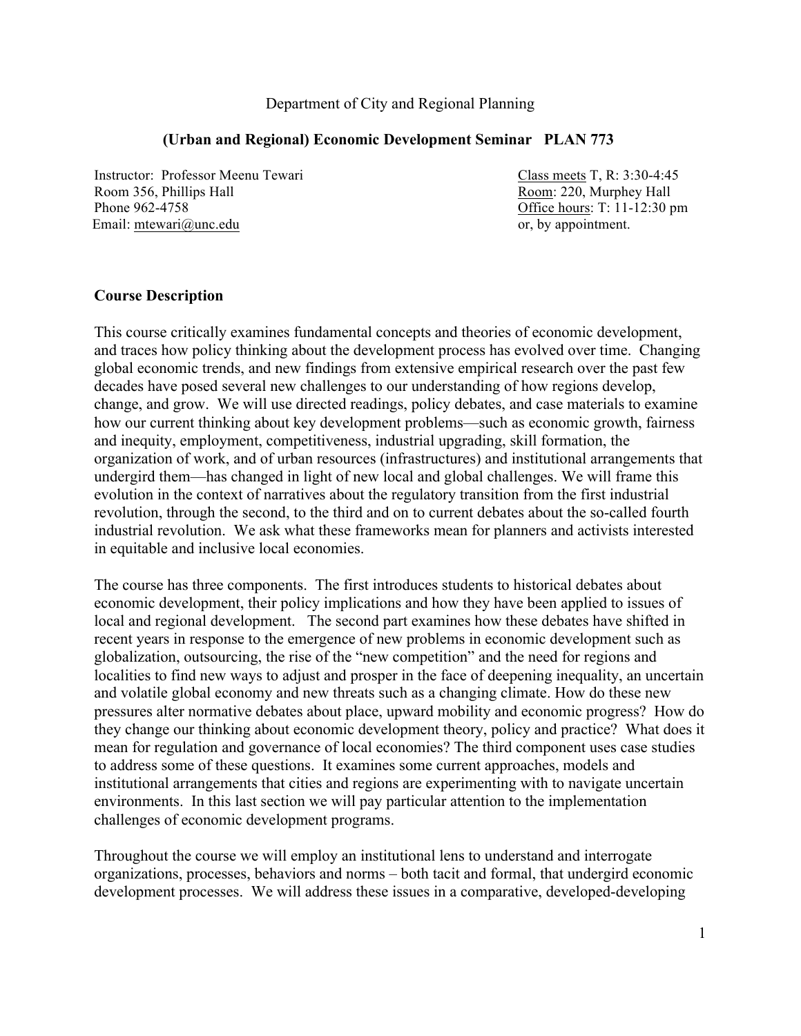Department of City and Regional Planning

**(Urban and Regional) Economic Development Seminar PLAN 773**

Instructor: Professor Meenu Tewari
Room 356, Phillips Hall
Phone 962-4758
Email: mtewari@unc.edu

Class meets T, R: 3:30-4:45
Room: 220, Murphey Hall
Office hours: T: 11-12:30 pm
or, by appointment.

## Course Description

This course critically examines fundamental concepts and theories of economic development, and traces how policy thinking about the development process has evolved over time. Changing global economic trends, and new findings from extensive empirical research over the past few decades have posed several new challenges to our understanding of how regions develop, change, and grow. We will use directed readings, policy debates, and case materials to examine how our current thinking about key development problems—such as economic growth, fairness and inequity, employment, competitiveness, industrial upgrading, skill formation, the organization of work, and of urban resources (infrastructures) and institutional arrangements that undergird them—has changed in light of new local and global challenges. We will frame this evolution in the context of narratives about the regulatory transition from the first industrial revolution, through the second, to the third and on to current debates about the so-called fourth industrial revolution. We ask what these frameworks mean for planners and activists interested in equitable and inclusive local economies.

The course has three components. The first introduces students to historical debates about economic development, their policy implications and how they have been applied to issues of local and regional development. The second part examines how these debates have shifted in recent years in response to the emergence of new problems in economic development such as globalization, outsourcing, the rise of the "new competition" and the need for regions and localities to find new ways to adjust and prosper in the face of deepening inequality, an uncertain and volatile global economy and new threats such as a changing climate. How do these new pressures alter normative debates about place, upward mobility and economic progress? How do they change our thinking about economic development theory, policy and practice? What does it mean for regulation and governance of local economies? The third component uses case studies to address some of these questions. It examines some current approaches, models and institutional arrangements that cities and regions are experimenting with to navigate uncertain environments. In this last section we will pay particular attention to the implementation challenges of economic development programs.

Throughout the course we will employ an institutional lens to understand and interrogate organizations, processes, behaviors and norms – both tacit and formal, that undergird economic development processes. We will address these issues in a comparative, developed-developing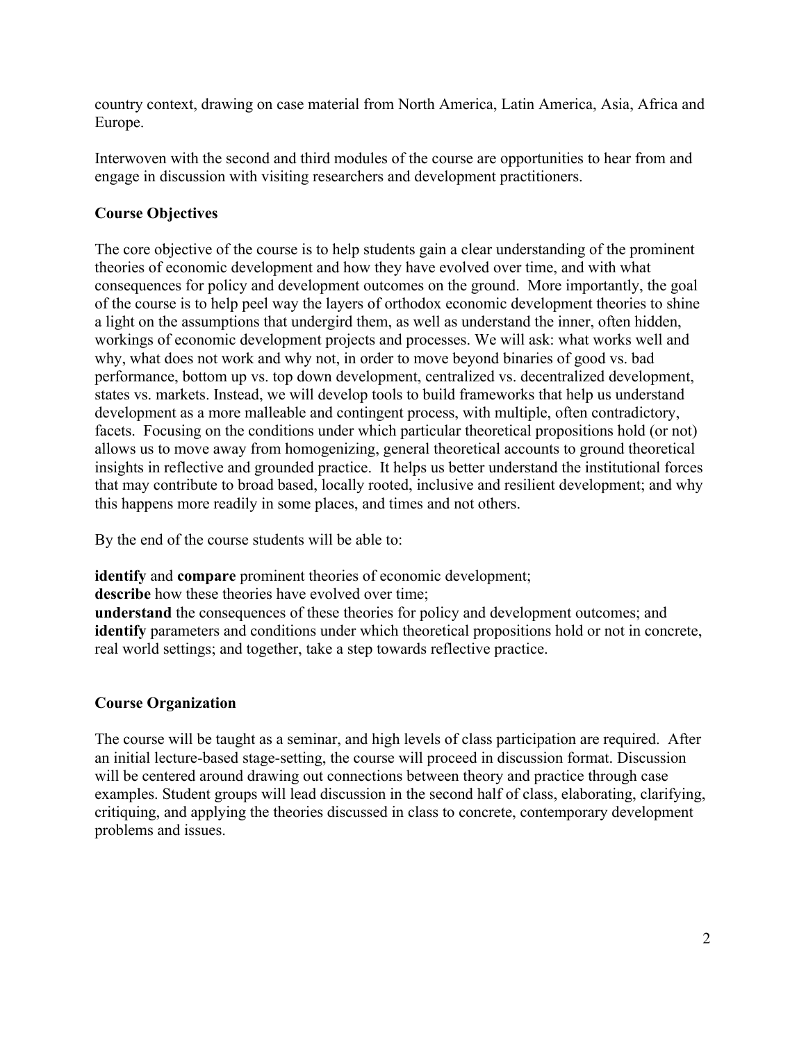country context, drawing on case material from North America, Latin America, Asia, Africa and Europe.

Interwoven with the second and third modules of the course are opportunities to hear from and engage in discussion with visiting researchers and development practitioners.

**Course Objectives**

The core objective of the course is to help students gain a clear understanding of the prominent theories of economic development and how they have evolved over time, and with what consequences for policy and development outcomes on the ground. More importantly, the goal of the course is to help peel way the layers of orthodox economic development theories to shine a light on the assumptions that undergird them, as well as understand the inner, often hidden, workings of economic development projects and processes. We will ask: what works well and why, what does not work and why not, in order to move beyond binaries of good vs. bad performance, bottom up vs. top down development, centralized vs. decentralized development, states vs. markets. Instead, we will develop tools to build frameworks that help us understand development as a more malleable and contingent process, with multiple, often contradictory, facets. Focusing on the conditions under which particular theoretical propositions hold (or not) allows us to move away from homogenizing, general theoretical accounts to ground theoretical insights in reflective and grounded practice. It helps us better understand the institutional forces that may contribute to broad based, locally rooted, inclusive and resilient development; and why this happens more readily in some places, and times and not others.

By the end of the course students will be able to:

**identify** and **compare** prominent theories of economic development;
**describe** how these theories have evolved over time;
**understand** the consequences of these theories for policy and development outcomes; and
**identify** parameters and conditions under which theoretical propositions hold or not in concrete, real world settings; and together, take a step towards reflective practice.

**Course Organization**

The course will be taught as a seminar, and high levels of class participation are required. After an initial lecture-based stage-setting, the course will proceed in discussion format. Discussion will be centered around drawing out connections between theory and practice through case examples. Student groups will lead discussion in the second half of class, elaborating, clarifying, critiquing, and applying the theories discussed in class to concrete, contemporary development problems and issues.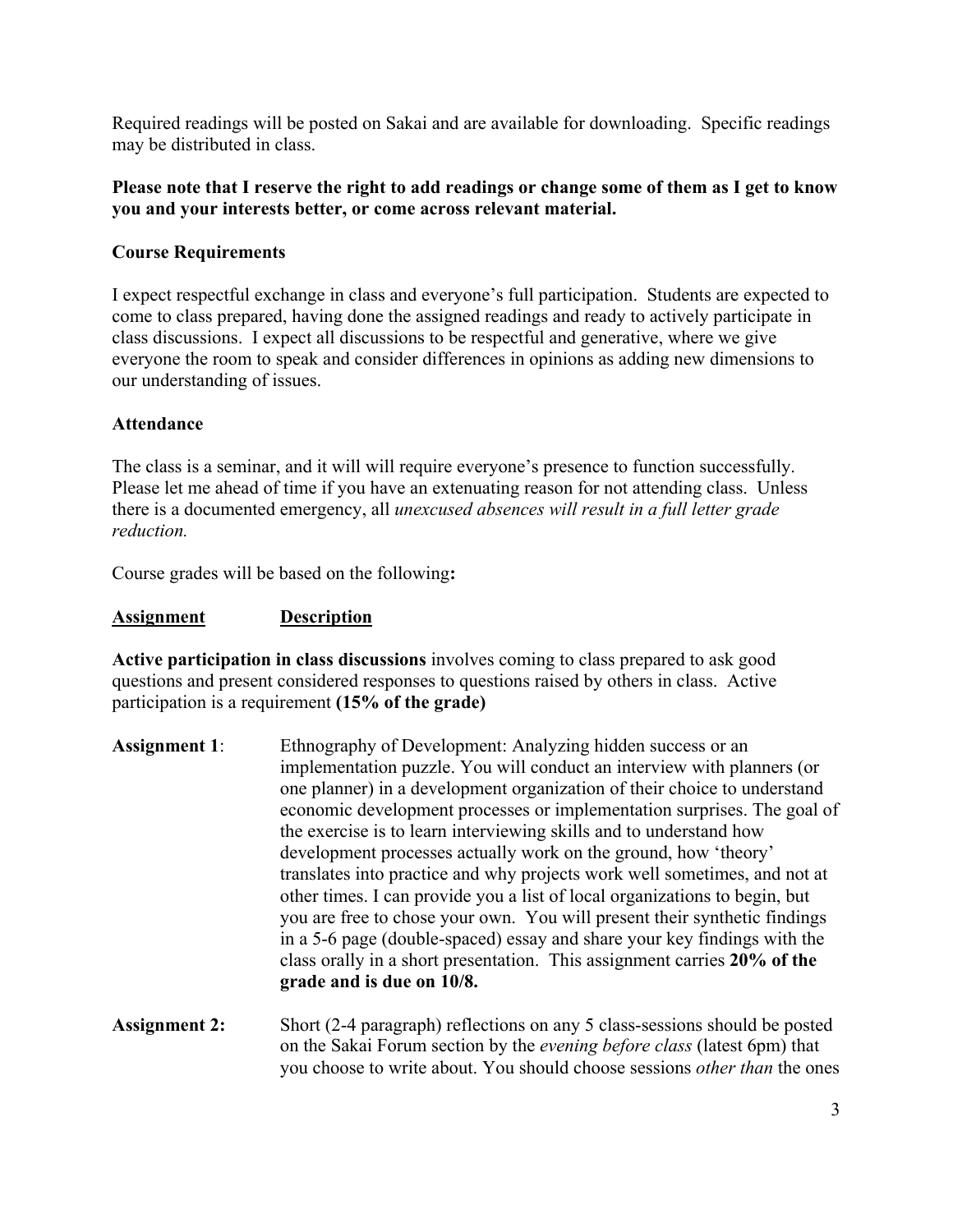Required readings will be posted on Sakai and are available for downloading. Specific readings may be distributed in class.

**Please note that I reserve the right to add readings or change some of them as I get to know you and your interests better, or come across relevant material.**

**Course Requirements**

I expect respectful exchange in class and everyone's full participation. Students are expected to come to class prepared, having done the assigned readings and ready to actively participate in class discussions. I expect all discussions to be respectful and generative, where we give everyone the room to speak and consider differences in opinions as adding new dimensions to our understanding of issues.

**Attendance**

The class is a seminar, and it will will require everyone's presence to function successfully. Please let me know ahead of time if you have an extenuating reason for not attending class. Unless there is a documented emergency, all *unexcused absences will result in a full letter grade reduction.*

Course grades will be based on the following**:**

**<u>Assignment</u>** **<u>Description</u>**

**Active participation in class discussions** involves coming to class prepared to ask good questions and present considered responses to questions raised by others in class. Active participation is a requirement **(15% of the grade)**

**Assignment 1**: Ethnography of Development: Analyzing hidden success or an implementation puzzle. You will conduct an interview with planners (or one planner) in a development organization of their choice to understand economic development processes or implementation surprises. The goal of the exercise is to learn interviewing skills and to understand how development processes actually work on the ground, how 'theory' translates into practice and why projects work well sometimes, and not at other times. I can provide you a list of local organizations to begin, but you are free to chose your own. You will present their synthetic findings in a 5-6 page (double-spaced) essay and share your key findings with the class orally in a short presentation. This assignment carries **20% of the grade and is due on 10/8.**

**Assignment 2:** Short (2-4 paragraph) reflections on any 5 class-sessions should be posted on the Sakai Forum section by the *evening before class* (latest 6pm) that you choose to write about. You should choose sessions *other than* the ones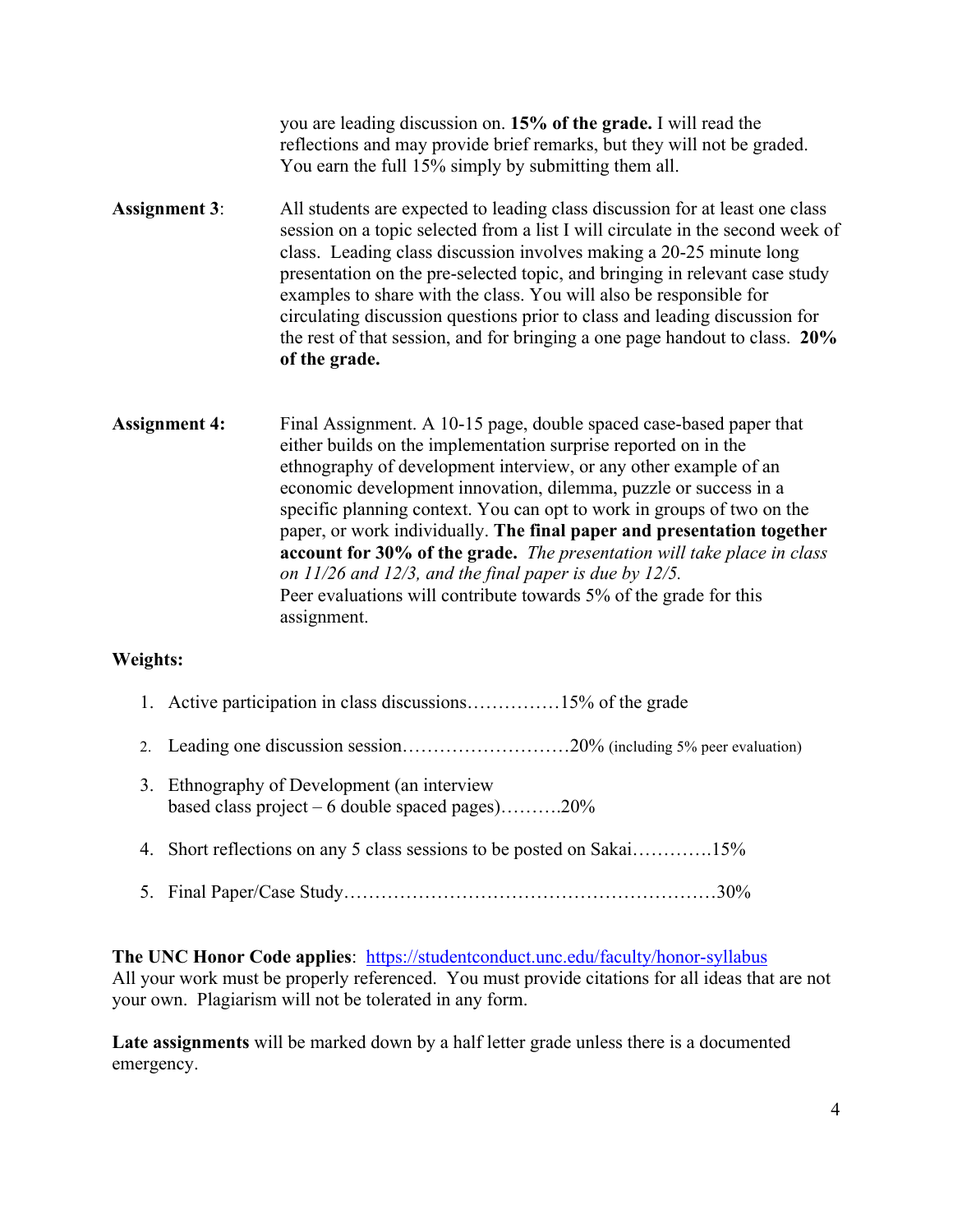you are leading discussion on. **15% of the grade.** I will read the reflections and may provide brief remarks, but they will not be graded. You earn the full 15% simply by submitting them all.

**Assignment 3**: All students are expected to leading class discussion for at least one class session on a topic selected from a list I will circulate in the second week of class. Leading class discussion involves making a 20-25 minute long presentation on the pre-selected topic, and bringing in relevant case study examples to share with the class. You will also be responsible for circulating discussion questions prior to class and leading discussion for the rest of that session, and for bringing a one page handout to class. **20% of the grade.**

**Assignment 4:** Final Assignment. A 10-15 page, double spaced case-based paper that either builds on the implementation surprise reported on in the ethnography of development interview, or any other example of an economic development innovation, dilemma, puzzle or success in a specific planning context. You can opt to work in groups of two on the paper, or work individually. **The final paper and presentation together account for 30% of the grade.** *The presentation will take place in class on 11/26 and 12/3, and the final paper is due by 12/5.*
Peer evaluations will contribute towards 5% of the grade for this assignment.

**Weights:**

1. Active participation in class discussions……………15% of the grade
2. Leading one discussion session………………………20% (including 5% peer evaluation)
3. Ethnography of Development (an interview based class project – 6 double spaced pages)……….20%
4. Short reflections on any 5 class sessions to be posted on Sakai………….15%
5. Final Paper/Case Study…………………………………………………30%

**The UNC Honor Code applies**: https://studentconduct.unc.edu/faculty/honor-syllabus
All your work must be properly referenced. You must provide citations for all ideas that are not your own. Plagiarism will not be tolerated in any form.

**Late assignments** will be marked down by a half letter grade unless there is a documented emergency.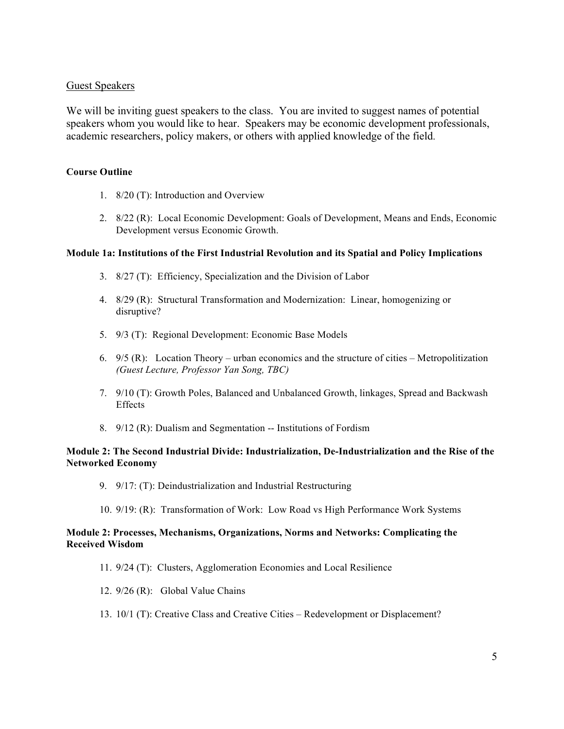## Guest Speakers

We will be inviting guest speakers to the class. You are invited to suggest names of potential speakers whom you would like to hear. Speakers may be economic development professionals, academic researchers, policy makers, or others with applied knowledge of the field.

**Course Outline**

1. 8/20 (T): Introduction and Overview
2. 8/22 (R): Local Economic Development: Goals of Development, Means and Ends, Economic Development versus Economic Growth.

**Module 1a: Institutions of the First Industrial Revolution and its Spatial and Policy Implications**

3. 8/27 (T): Efficiency, Specialization and the Division of Labor
4. 8/29 (R): Structural Transformation and Modernization: Linear, homogenizing or disruptive?
5. 9/3 (T): Regional Development: Economic Base Models
6. 9/5 (R): Location Theory – urban economics and the structure of cities – Metropolitization *(Guest Lecture, Professor Yan Song, TBC)*
7. 9/10 (T): Growth Poles, Balanced and Unbalanced Growth, linkages, Spread and Backwash Effects
8. 9/12 (R): Dualism and Segmentation -- Institutions of Fordism

**Module 2: The Second Industrial Divide: Industrialization, De-Industrialization and the Rise of the Networked Economy**

9. 9/17: (T): Deindustrialization and Industrial Restructuring
10. 9/19: (R): Transformation of Work: Low Road vs High Performance Work Systems

**Module 2: Processes, Mechanisms, Organizations, Norms and Networks: Complicating the Received Wisdom**

11. 9/24 (T): Clusters, Agglomeration Economies and Local Resilience
12. 9/26 (R): Global Value Chains
13. 10/1 (T): Creative Class and Creative Cities – Redevelopment or Displacement?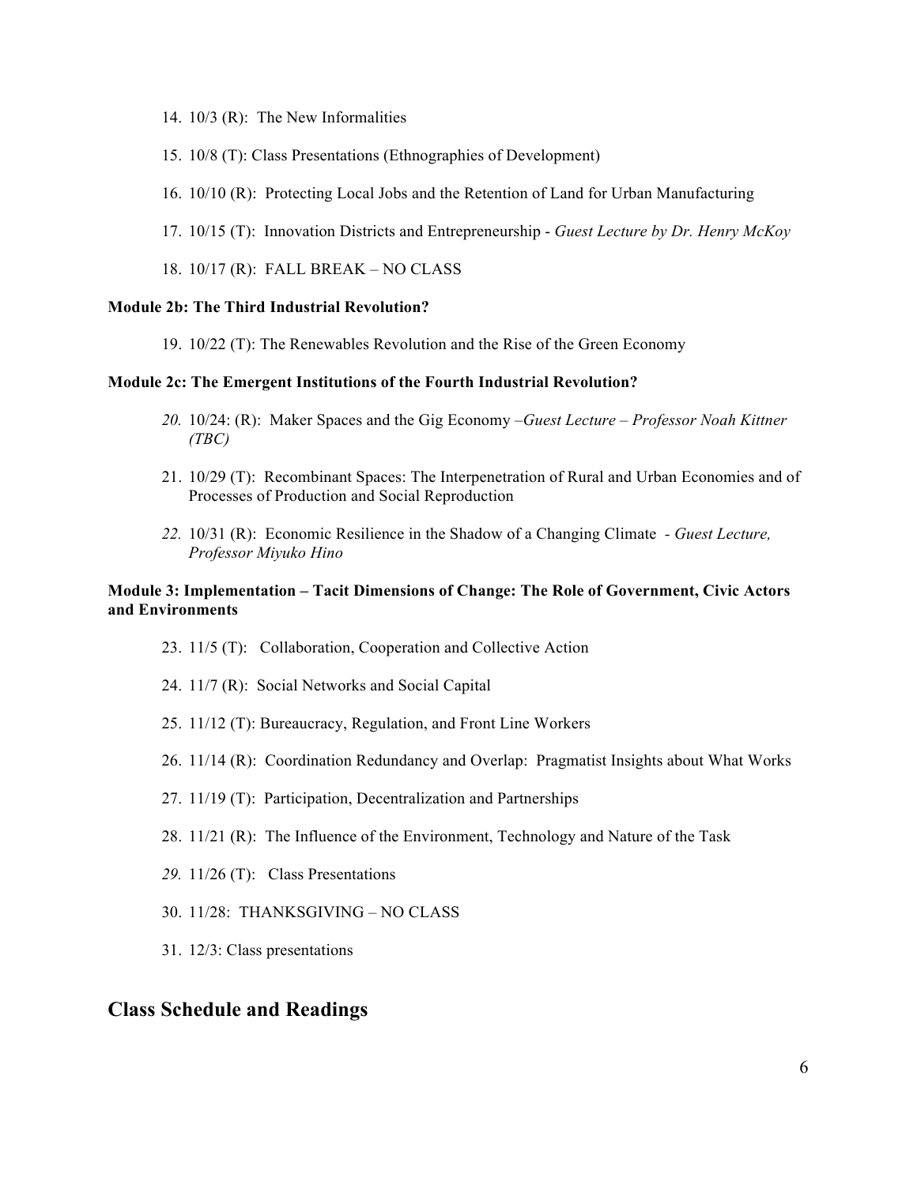14. 10/3 (R): The New Informalities

15. 10/8 (T): Class Presentations (Ethnographies of Development)

16. 10/10 (R): Protecting Local Jobs and the Retention of Land for Urban Manufacturing

17. 10/15 (T): Innovation Districts and Entrepreneurship - *Guest Lecture by Dr. Henry McKoy*

18. 10/17 (R): FALL BREAK – NO CLASS

**Module 2b: The Third Industrial Revolution?**

19. 10/22 (T): The Renewables Revolution and the Rise of the Green Economy

**Module 2c: The Emergent Institutions of the Fourth Industrial Revolution?**

20. 10/24: (R): Maker Spaces and the Gig Economy –*Guest Lecture – Professor Noah Kittner (TBC)*

21. 10/29 (T): Recombinant Spaces: The Interpenetration of Rural and Urban Economies and of Processes of Production and Social Reproduction

22. 10/31 (R): Economic Resilience in the Shadow of a Changing Climate - *Guest Lecture, Professor Miyuko Hino*

**Module 3: Implementation – Tacit Dimensions of Change: The Role of Government, Civic Actors and Environments**

23. 11/5 (T): Collaboration, Cooperation and Collective Action

24. 11/7 (R): Social Networks and Social Capital

25. 11/12 (T): Bureaucracy, Regulation, and Front Line Workers

26. 11/14 (R): Coordination Redundancy and Overlap: Pragmatist Insights about What Works

27. 11/19 (T): Participation, Decentralization and Partnerships

28. 11/21 (R): The Influence of the Environment, Technology and Nature of the Task

29. 11/26 (T): Class Presentations

30. 11/28: THANKSGIVING – NO CLASS

31. 12/3: Class presentations

## Class Schedule and Readings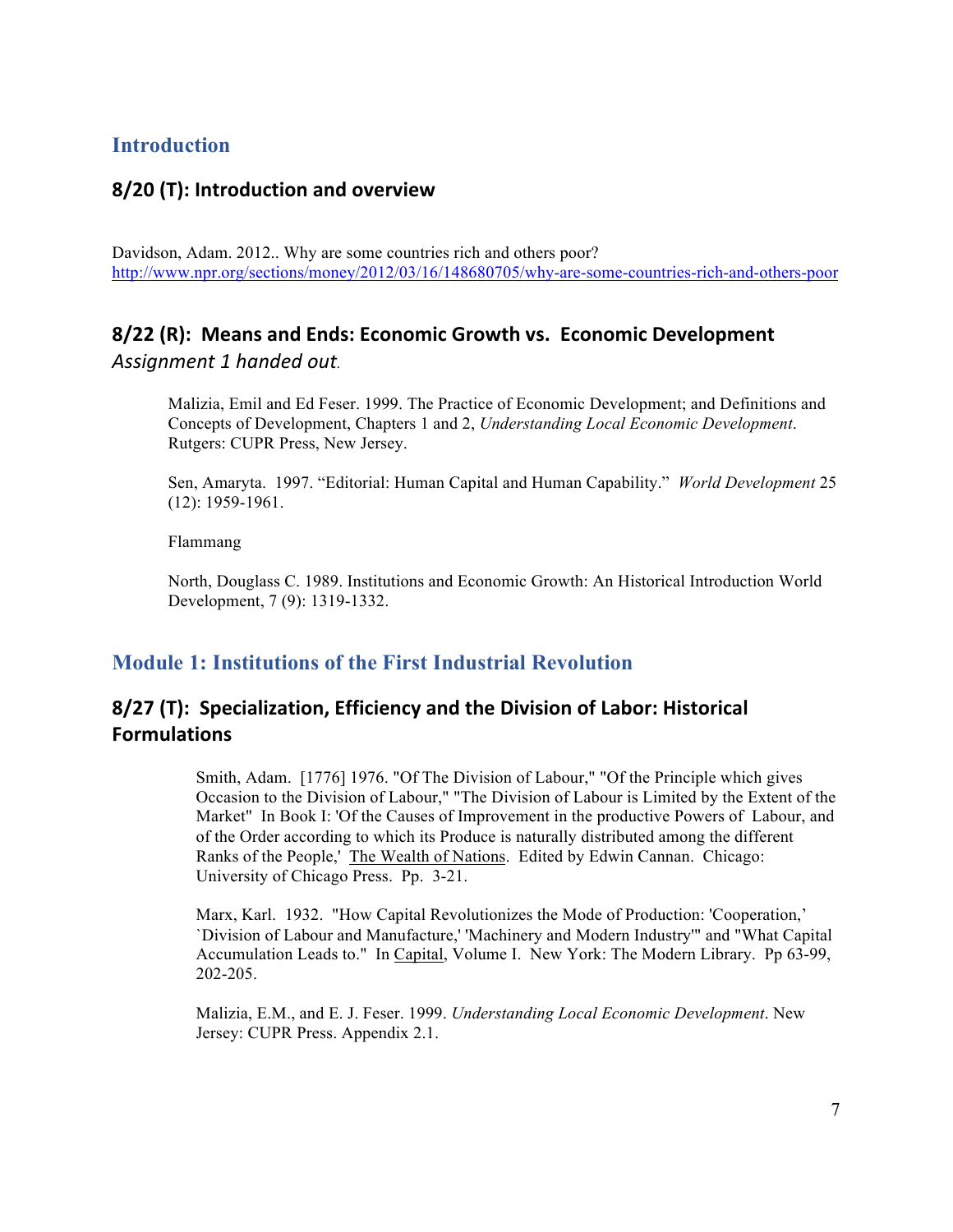## Introduction

### 8/20 (T): Introduction and overview

Davidson, Adam. 2012.. Why are some countries rich and others poor? http://www.npr.org/sections/money/2012/03/16/148680705/why-are-some-countries-rich-and-others-poor

### 8/22 (R): Means and Ends: Economic Growth vs. Economic Development

*Assignment 1 handed out.*

Malizia, Emil and Ed Feser. 1999. The Practice of Economic Development; and Definitions and Concepts of Development, Chapters 1 and 2, *Understanding Local Economic Development*. Rutgers: CUPR Press, New Jersey.

Sen, Amaryta. 1997. "Editorial: Human Capital and Human Capability." *World Development* 25 (12): 1959-1961.

Flammang

North, Douglass C. 1989. Institutions and Economic Growth: An Historical Introduction World Development, 7 (9): 1319-1332.

## Module 1: Institutions of the First Industrial Revolution

### 8/27 (T): Specialization, Efficiency and the Division of Labor: Historical Formulations

Smith, Adam. [1776] 1976. "Of The Division of Labour," "Of the Principle which gives Occasion to the Division of Labour," "The Division of Labour is Limited by the Extent of the Market" In Book I: 'Of the Causes of Improvement in the productive Powers of Labour, and of the Order according to which its Produce is naturally distributed among the different Ranks of the People,' The Wealth of Nations. Edited by Edwin Cannan. Chicago: University of Chicago Press. Pp. 3-21.

Marx, Karl. 1932. "How Capital Revolutionizes the Mode of Production: 'Cooperation,' `Division of Labour and Manufacture,' 'Machinery and Modern Industry'" and "What Capital Accumulation Leads to." In Capital, Volume I. New York: The Modern Library. Pp 63-99, 202-205.

Malizia, E.M., and E. J. Feser. 1999. *Understanding Local Economic Development*. New Jersey: CUPR Press. Appendix 2.1.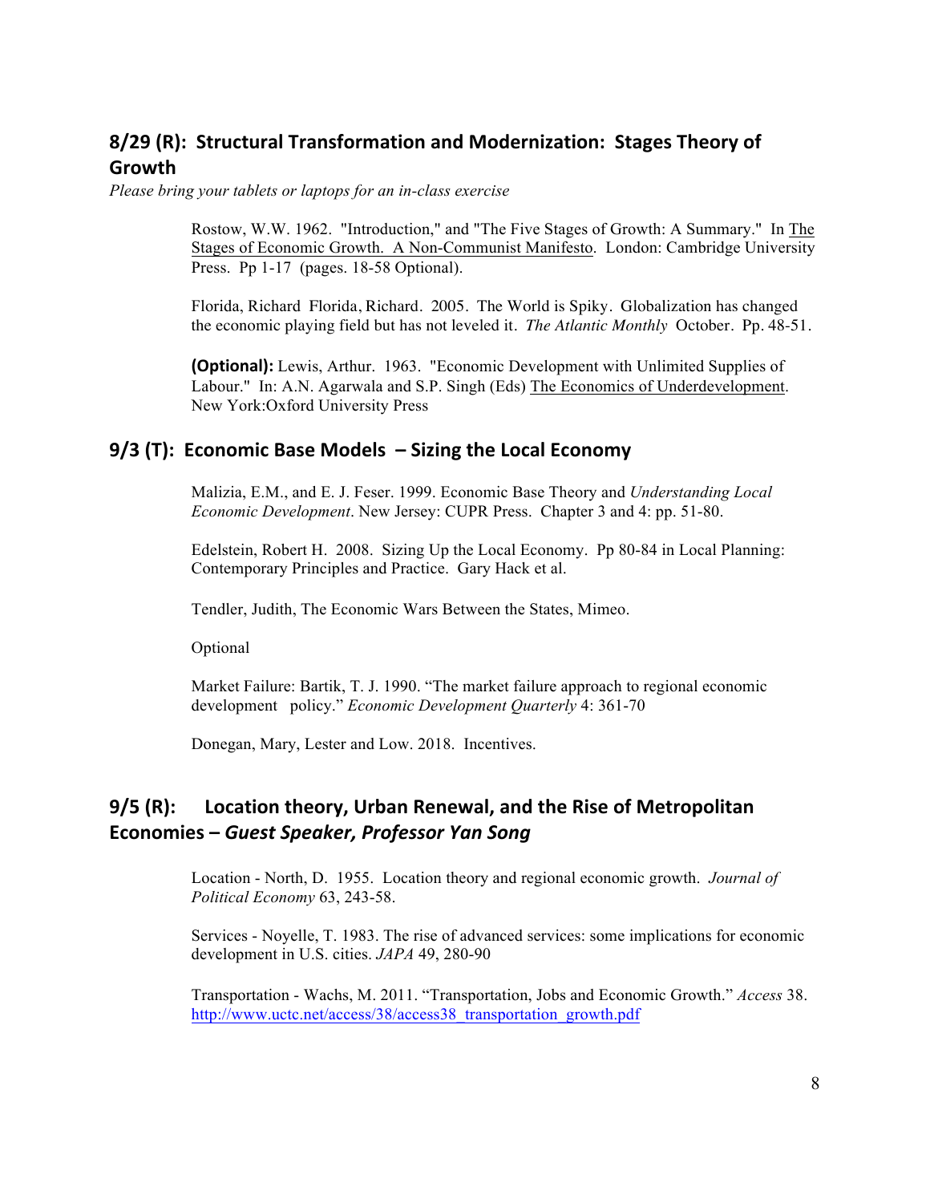## 8/29 (R): Structural Transformation and Modernization: Stages Theory of Growth

*Please bring your tablets or laptops for an in-class exercise*

Rostow, W.W. 1962. "Introduction," and "The Five Stages of Growth: A Summary." In The Stages of Economic Growth. A Non-Communist Manifesto. London: Cambridge University Press. Pp 1-17 (pages. 18-58 Optional).

Florida, Richard Florida, Richard. 2005. The World is Spiky. Globalization has changed the economic playing field but has not leveled it. *The Atlantic Monthly* October. Pp. 48-51.

**(Optional):** Lewis, Arthur. 1963. "Economic Development with Unlimited Supplies of Labour." In: A.N. Agarwala and S.P. Singh (Eds) The Economics of Underdevelopment. New York:Oxford University Press

## 9/3 (T): Economic Base Models – Sizing the Local Economy

Malizia, E.M., and E. J. Feser. 1999. Economic Base Theory and *Understanding Local Economic Development*. New Jersey: CUPR Press. Chapter 3 and 4: pp. 51-80.

Edelstein, Robert H. 2008. Sizing Up the Local Economy. Pp 80-84 in Local Planning: Contemporary Principles and Practice. Gary Hack et al.

Tendler, Judith, The Economic Wars Between the States, Mimeo.

Optional

Market Failure: Bartik, T. J. 1990. "The market failure approach to regional economic development policy." *Economic Development Quarterly* 4: 361-70

Donegan, Mary, Lester and Low. 2018. Incentives.

## 9/5 (R): Location theory, Urban Renewal, and the Rise of Metropolitan Economies – *Guest Speaker, Professor Yan Song*

Location - North, D. 1955. Location theory and regional economic growth. *Journal of Political Economy* 63, 243-58.

Services - Noyelle, T. 1983. The rise of advanced services: some implications for economic development in U.S. cities. *JAPA* 49, 280-90

Transportation - Wachs, M. 2011. "Transportation, Jobs and Economic Growth." *Access* 38. http://www.uctc.net/access/38/access38_transportation_growth.pdf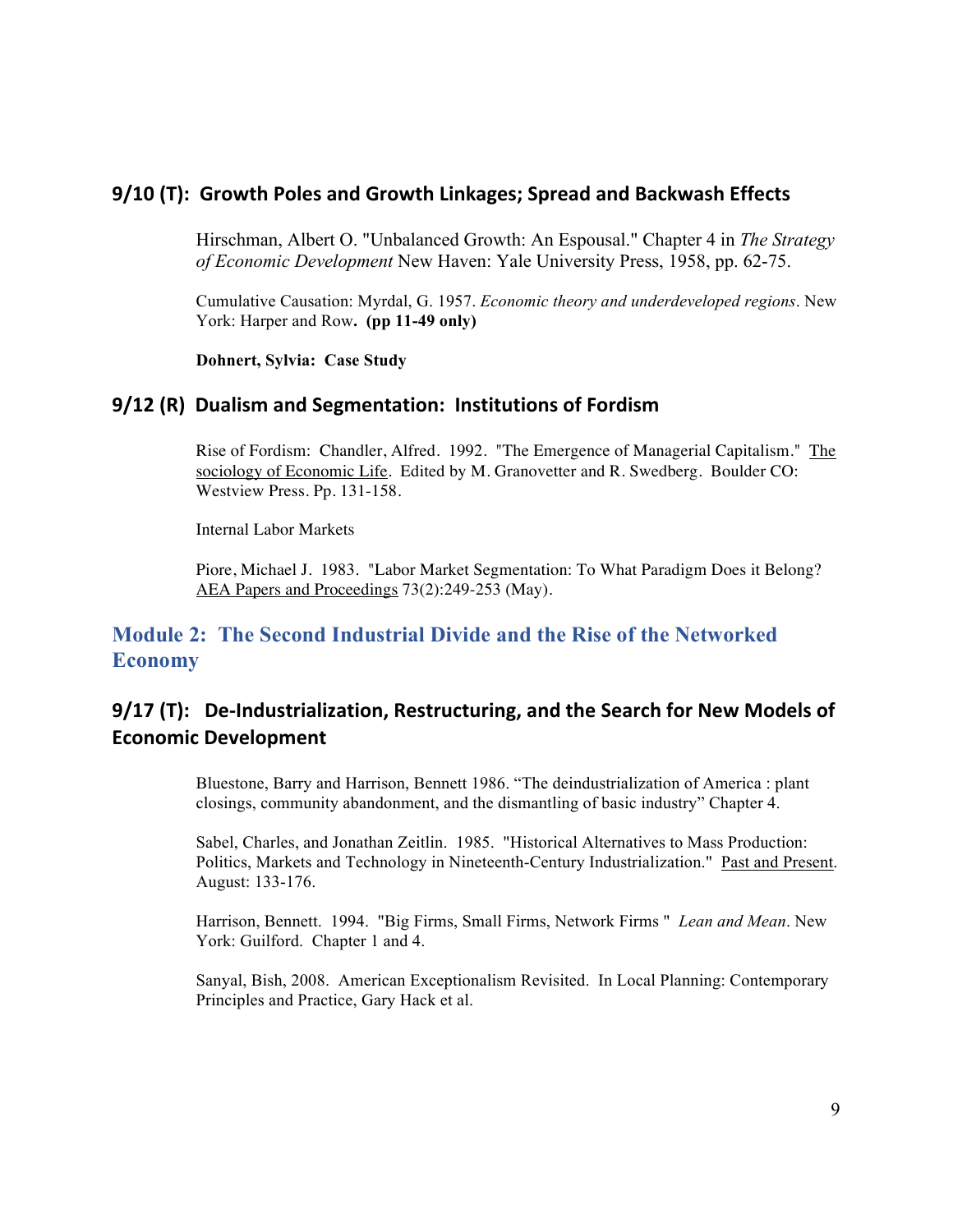### 9/10 (T): Growth Poles and Growth Linkages; Spread and Backwash Effects

Hirschman, Albert O. "Unbalanced Growth: An Espousal." Chapter 4 in *The Strategy of Economic Development* New Haven: Yale University Press, 1958, pp. 62-75.

Cumulative Causation: Myrdal, G. 1957. *Economic theory and underdeveloped regions*. New York: Harper and Row**. (pp 11-49 only)**

**Dohnert, Sylvia: Case Study**

### 9/12 (R) Dualism and Segmentation: Institutions of Fordism

Rise of Fordism: Chandler, Alfred. 1992. "The Emergence of Managerial Capitalism." The sociology of Economic Life. Edited by M. Granovetter and R. Swedberg. Boulder CO: Westview Press. Pp. 131-158.

Internal Labor Markets

Piore, Michael J. 1983. "Labor Market Segmentation: To What Paradigm Does it Belong? AEA Papers and Proceedings 73(2):249-253 (May).

## Module 2: The Second Industrial Divide and the Rise of the Networked Economy

### 9/17 (T): De-Industrialization, Restructuring, and the Search for New Models of Economic Development

Bluestone, Barry and Harrison, Bennett 1986. "The deindustrialization of America : plant closings, community abandonment, and the dismantling of basic industry" Chapter 4.

Sabel, Charles, and Jonathan Zeitlin. 1985. "Historical Alternatives to Mass Production: Politics, Markets and Technology in Nineteenth-Century Industrialization." Past and Present. August: 133-176.

Harrison, Bennett. 1994. "Big Firms, Small Firms, Network Firms " *Lean and Mean*. New York: Guilford. Chapter 1 and 4.

Sanyal, Bish, 2008. American Exceptionalism Revisited. In Local Planning: Contemporary Principles and Practice, Gary Hack et al.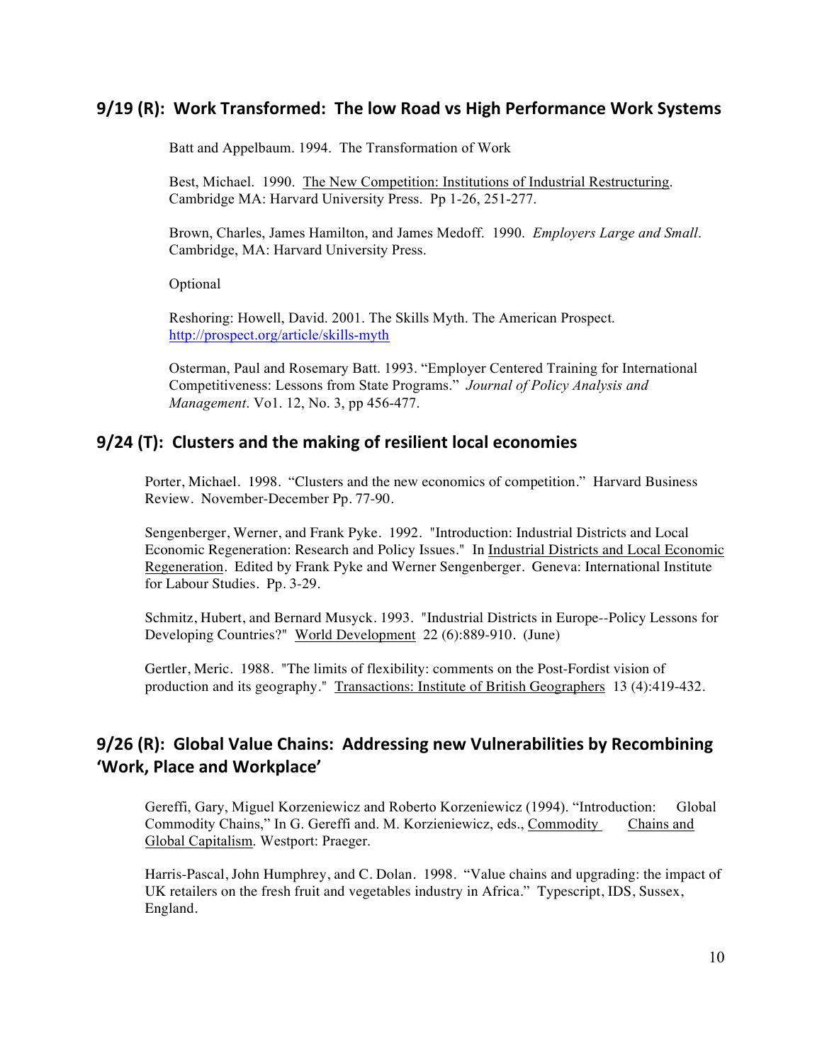## 9/19 (R): Work Transformed: The low Road vs High Performance Work Systems

Batt and Appelbaum. 1994. The Transformation of Work

Best, Michael. 1990. The New Competition: Institutions of Industrial Restructuring. Cambridge MA: Harvard University Press. Pp 1-26, 251-277.

Brown, Charles, James Hamilton, and James Medoff. 1990. *Employers Large and Small*. Cambridge, MA: Harvard University Press.

Optional

Reshoring: Howell, David. 2001. The Skills Myth. The American Prospect. http://prospect.org/article/skills-myth

Osterman, Paul and Rosemary Batt. 1993. "Employer Centered Training for International Competitiveness: Lessons from State Programs." *Journal of Policy Analysis and Management*. Vo1. 12, No. 3, pp 456-477.

## 9/24 (T): Clusters and the making of resilient local economies

Porter, Michael. 1998. "Clusters and the new economics of competition." Harvard Business Review. November-December Pp. 77-90.

Sengenberger, Werner, and Frank Pyke. 1992. "Introduction: Industrial Districts and Local Economic Regeneration: Research and Policy Issues." In Industrial Districts and Local Economic Regeneration. Edited by Frank Pyke and Werner Sengenberger. Geneva: International Institute for Labour Studies. Pp. 3-29.

Schmitz, Hubert, and Bernard Musyck. 1993. "Industrial Districts in Europe--Policy Lessons for Developing Countries?" World Development 22 (6):889-910. (June)

Gertler, Meric. 1988. "The limits of flexibility: comments on the Post-Fordist vision of production and its geography." Transactions: Institute of British Geographers 13 (4):419-432.

## 9/26 (R): Global Value Chains: Addressing new Vulnerabilities by Recombining 'Work, Place and Workplace'

Gereffi, Gary, Miguel Korzeniewicz and Roberto Korzeniewicz (1994). "Introduction: Global Commodity Chains," In G. Gereffi and. M. Korzieniewicz, eds., Commodity Chains and Global Capitalism. Westport: Praeger.

Harris-Pascal, John Humphrey, and C. Dolan. 1998. "Value chains and upgrading: the impact of UK retailers on the fresh fruit and vegetables industry in Africa." Typescript, IDS, Sussex, England.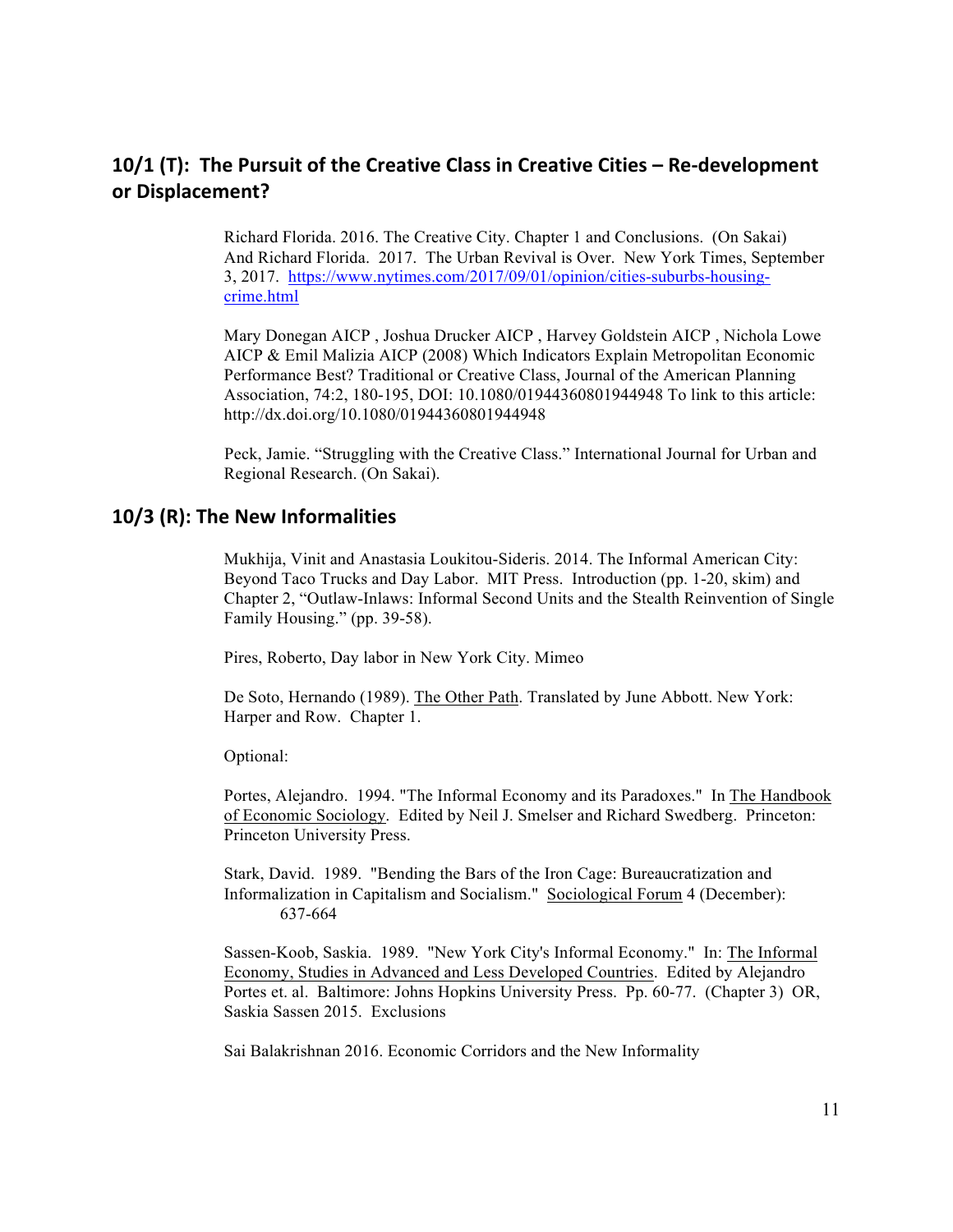## 10/1 (T): The Pursuit of the Creative Class in Creative Cities – Re-development or Displacement?

Richard Florida. 2016. The Creative City. Chapter 1 and Conclusions. (On Sakai) And Richard Florida. 2017. The Urban Revival is Over. New York Times, September 3, 2017. [https://www.nytimes.com/2017/09/01/opinion/cities-suburbs-housing-crime.html](https://www.nytimes.com/2017/09/01/opinion/cities-suburbs-housing-crime.html)

Mary Donegan AICP , Joshua Drucker AICP , Harvey Goldstein AICP , Nichola Lowe AICP & Emil Malizia AICP (2008) Which Indicators Explain Metropolitan Economic Performance Best? Traditional or Creative Class, Journal of the American Planning Association, 74:2, 180-195, DOI: 10.1080/01944360801944948 To link to this article: http://dx.doi.org/10.1080/01944360801944948

Peck, Jamie. "Struggling with the Creative Class." International Journal for Urban and Regional Research. (On Sakai).

## 10/3 (R): The New Informalities

Mukhija, Vinit and Anastasia Loukitou-Sideris. 2014. The Informal American City: Beyond Taco Trucks and Day Labor. MIT Press. Introduction (pp. 1-20, skim) and Chapter 2, "Outlaw-Inlaws: Informal Second Units and the Stealth Reinvention of Single Family Housing." (pp. 39-58).

Pires, Roberto, Day labor in New York City. Mimeo

De Soto, Hernando (1989). <u>The Other Path</u>. Translated by June Abbott. New York: Harper and Row. Chapter 1.

Optional:

Portes, Alejandro. 1994. "The Informal Economy and its Paradoxes." In <u>The Handbook of Economic Sociology</u>. Edited by Neil J. Smelser and Richard Swedberg. Princeton: Princeton University Press.

Stark, David. 1989. "Bending the Bars of the Iron Cage: Bureaucratization and Informalization in Capitalism and Socialism." <u>Sociological Forum</u> 4 (December): 637-664

Sassen-Koob, Saskia. 1989. "New York City's Informal Economy." In: <u>The Informal Economy, Studies in Advanced and Less Developed Countries</u>. Edited by Alejandro Portes et. al. Baltimore: Johns Hopkins University Press. Pp. 60-77. (Chapter 3) OR, Saskia Sassen 2015. Exclusions

Sai Balakrishnan 2016. Economic Corridors and the New Informality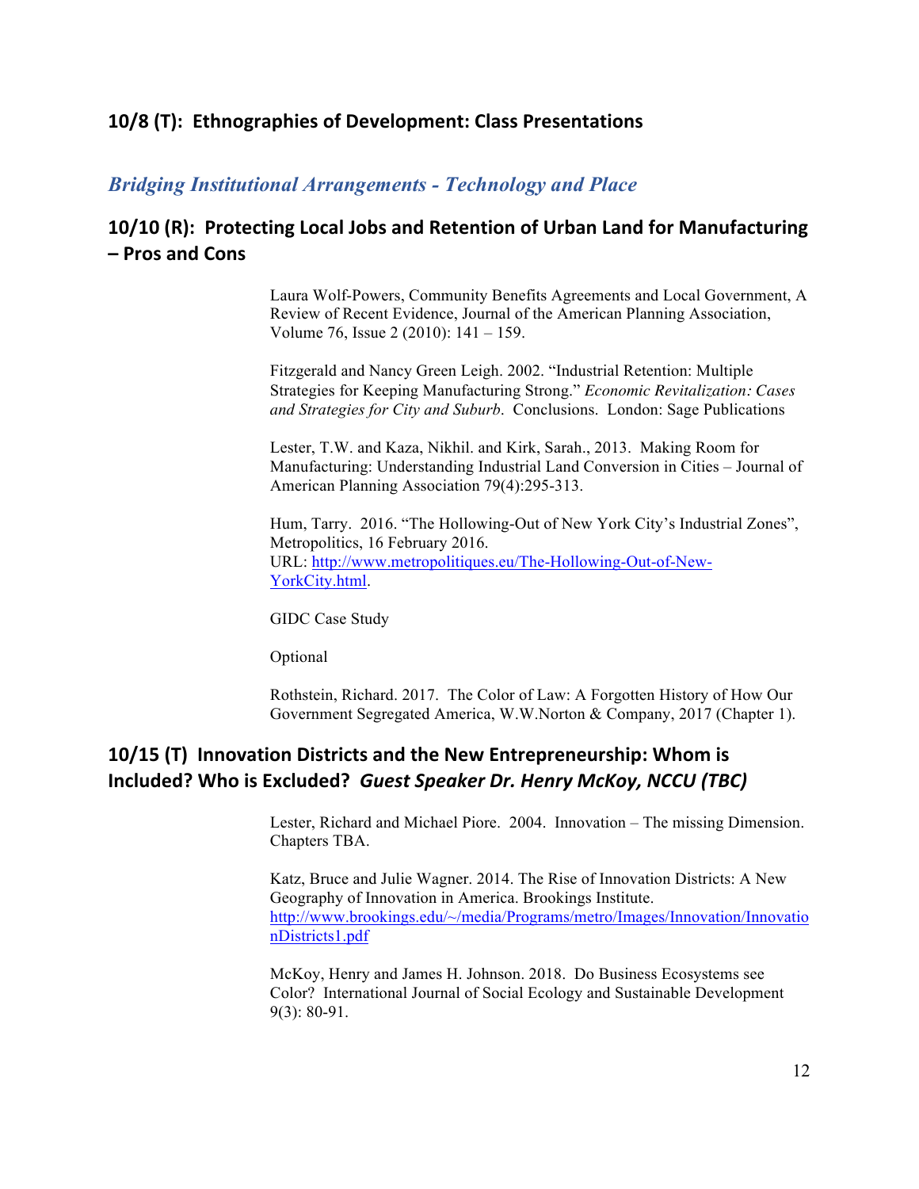## 10/8 (T): Ethnographies of Development: Class Presentations

### *Bridging Institutional Arrangements - Technology and Place*

## 10/10 (R): Protecting Local Jobs and Retention of Urban Land for Manufacturing – Pros and Cons

Laura Wolf-Powers, Community Benefits Agreements and Local Government, A Review of Recent Evidence, Journal of the American Planning Association, Volume 76, Issue 2 (2010): 141 – 159.

Fitzgerald and Nancy Green Leigh. 2002. "Industrial Retention: Multiple Strategies for Keeping Manufacturing Strong." *Economic Revitalization: Cases and Strategies for City and Suburb*. Conclusions. London: Sage Publications

Lester, T.W. and Kaza, Nikhil. and Kirk, Sarah., 2013. Making Room for Manufacturing: Understanding Industrial Land Conversion in Cities – Journal of American Planning Association 79(4):295-313.

Hum, Tarry. 2016. "The Hollowing-Out of New York City's Industrial Zones", Metropolitics, 16 February 2016.
URL: [http://www.metropolitiques.eu/The-Hollowing-Out-of-New-YorkCity.html](http://www.metropolitiques.eu/The-Hollowing-Out-of-New-YorkCity.html).

GIDC Case Study

Optional

Rothstein, Richard. 2017. The Color of Law: A Forgotten History of How Our Government Segregated America, W.W.Norton & Company, 2017 (Chapter 1).

## 10/15 (T) Innovation Districts and the New Entrepreneurship: Whom is Included? Who is Excluded? *Guest Speaker Dr. Henry McKoy, NCCU (TBC)*

Lester, Richard and Michael Piore. 2004. Innovation – The missing Dimension. Chapters TBA.

Katz, Bruce and Julie Wagner. 2014. The Rise of Innovation Districts: A New Geography of Innovation in America. Brookings Institute.
[http://www.brookings.edu/~/media/Programs/metro/Images/Innovation/InnovationDistricts1.pdf](http://www.brookings.edu/~/media/Programs/metro/Images/Innovation/InnovationDistricts1.pdf)

McKoy, Henry and James H. Johnson. 2018. Do Business Ecosystems see Color? International Journal of Social Ecology and Sustainable Development 9(3): 80-91.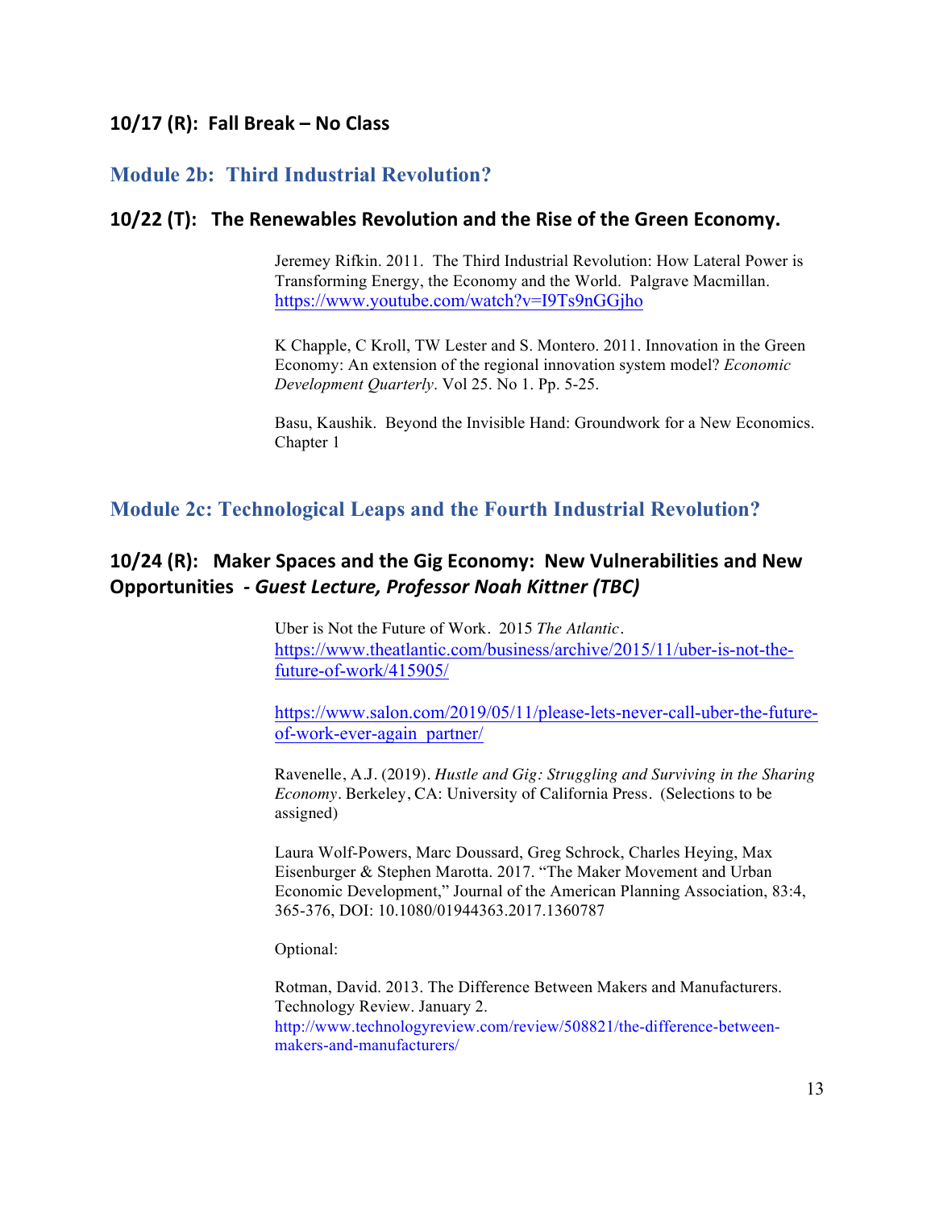### 10/17 (R): Fall Break – No Class

## Module 2b: Third Industrial Revolution?

### 10/22 (T): The Renewables Revolution and the Rise of the Green Economy.

Jeremey Rifkin. 2011. The Third Industrial Revolution: How Lateral Power is Transforming Energy, the Economy and the World. Palgrave Macmillan. https://www.youtube.com/watch?v=I9Ts9nGGjho

K Chapple, C Kroll, TW Lester and S. Montero. 2011. Innovation in the Green Economy: An extension of the regional innovation system model? *Economic Development Quarterly*. Vol 25. No 1. Pp. 5-25.

Basu, Kaushik. Beyond the Invisible Hand: Groundwork for a New Economics. Chapter 1

## Module 2c: Technological Leaps and the Fourth Industrial Revolution?

### 10/24 (R): Maker Spaces and the Gig Economy: New Vulnerabilities and New Opportunities - *Guest Lecture, Professor Noah Kittner (TBC)*

Uber is Not the Future of Work. 2015 *The Atlantic*. https://www.theatlantic.com/business/archive/2015/11/uber-is-not-the-future-of-work/415905/

https://www.salon.com/2019/05/11/please-lets-never-call-uber-the-future-of-work-ever-again_partner/

Ravenelle, A.J. (2019). *Hustle and Gig: Struggling and Surviving in the Sharing Economy*. Berkeley, CA: University of California Press. (Selections to be assigned)

Laura Wolf-Powers, Marc Doussard, Greg Schrock, Charles Heying, Max Eisenburger & Stephen Marotta. 2017. "The Maker Movement and Urban Economic Development," Journal of the American Planning Association, 83:4, 365-376, DOI: 10.1080/01944363.2017.1360787

Optional:

Rotman, David. 2013. The Difference Between Makers and Manufacturers. Technology Review. January 2. http://www.technologyreview.com/review/508821/the-difference-between-makers-and-manufacturers/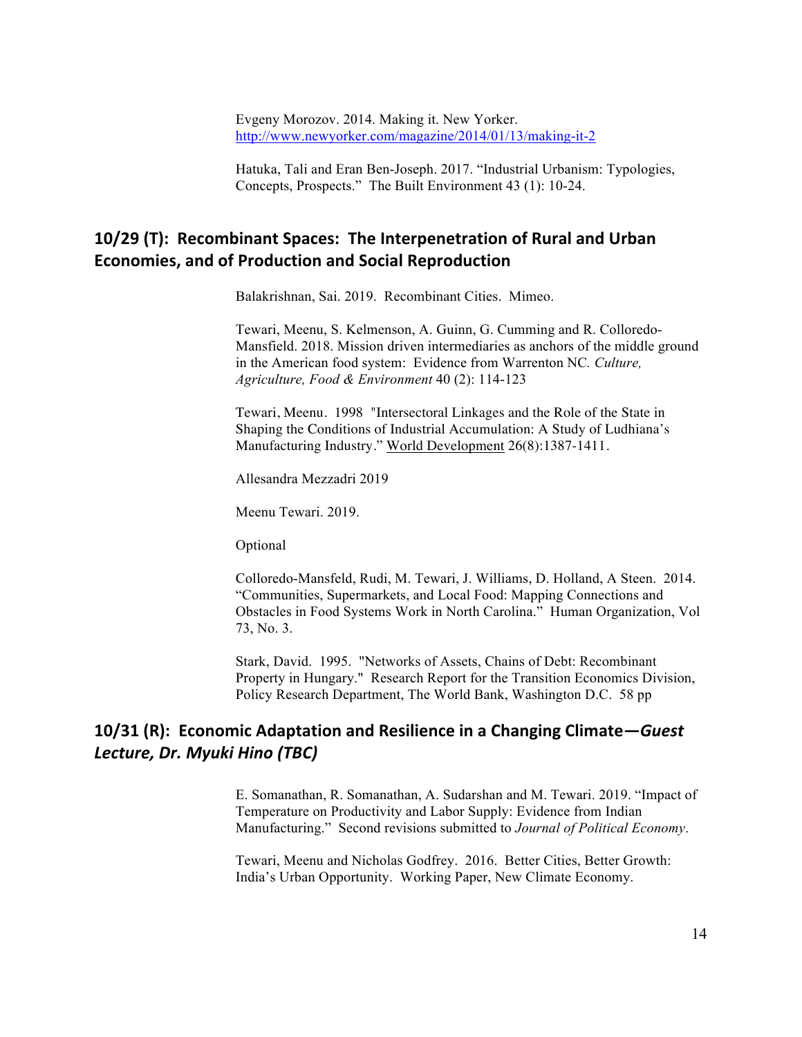Evgeny Morozov. 2014. Making it. New Yorker. http://www.newyorker.com/magazine/2014/01/13/making-it-2

Hatuka, Tali and Eran Ben-Joseph. 2017. "Industrial Urbanism: Typologies, Concepts, Prospects." The Built Environment 43 (1): 10-24.

## 10/29 (T): Recombinant Spaces: The Interpenetration of Rural and Urban Economies, and of Production and Social Reproduction

Balakrishnan, Sai. 2019. Recombinant Cities. Mimeo.

Tewari, Meenu, S. Kelmenson, A. Guinn, G. Cumming and R. Colloredo-Mansfield. 2018. Mission driven intermediaries as anchors of the middle ground in the American food system: Evidence from Warrenton NC. *Culture, Agriculture, Food & Environment* 40 (2): 114-123

Tewari, Meenu. 1998 "Intersectoral Linkages and the Role of the State in Shaping the Conditions of Industrial Accumulation: A Study of Ludhiana's Manufacturing Industry." World Development 26(8):1387-1411.

Allesandra Mezzadri 2019

Meenu Tewari. 2019.

Optional

Colloredo-Mansfeld, Rudi, M. Tewari, J. Williams, D. Holland, A Steen. 2014. "Communities, Supermarkets, and Local Food: Mapping Connections and Obstacles in Food Systems Work in North Carolina." Human Organization, Vol 73, No. 3.

Stark, David. 1995. "Networks of Assets, Chains of Debt: Recombinant Property in Hungary." Research Report for the Transition Economics Division, Policy Research Department, The World Bank, Washington D.C. 58 pp

## 10/31 (R): Economic Adaptation and Resilience in a Changing Climate—*Guest Lecture, Dr. Myuki Hino (TBC)*

E. Somanathan, R. Somanathan, A. Sudarshan and M. Tewari. 2019. "Impact of Temperature on Productivity and Labor Supply: Evidence from Indian Manufacturing." Second revisions submitted to *Journal of Political Economy*.

Tewari, Meenu and Nicholas Godfrey. 2016. Better Cities, Better Growth: India's Urban Opportunity. Working Paper, New Climate Economy.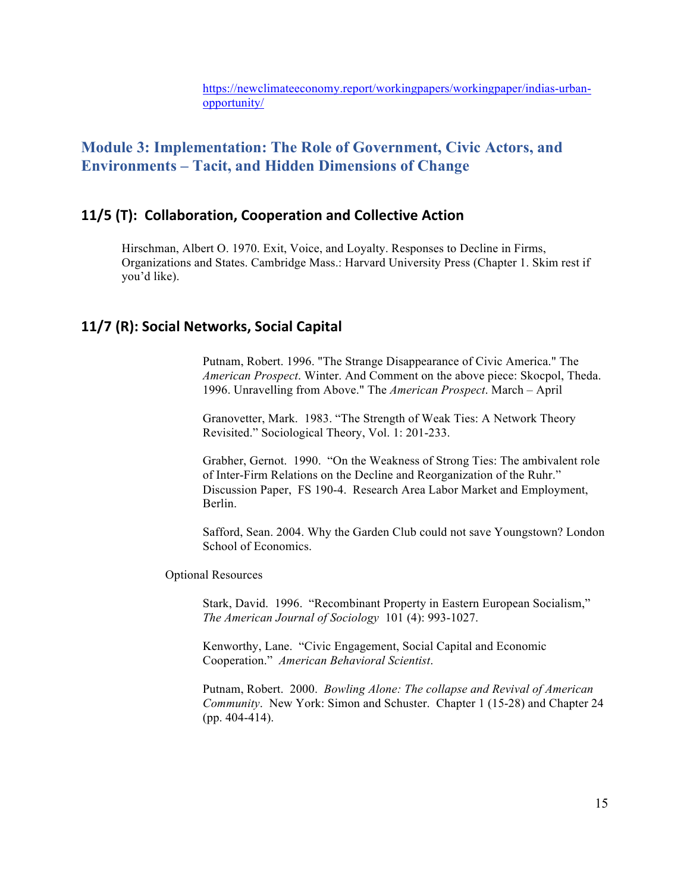https://newclimateeconomy.report/workingpapers/workingpaper/indias-urban-opportunity/

## Module 3: Implementation: The Role of Government, Civic Actors, and Environments – Tacit, and Hidden Dimensions of Change

### 11/5 (T): Collaboration, Cooperation and Collective Action

Hirschman, Albert O. 1970. Exit, Voice, and Loyalty. Responses to Decline in Firms, Organizations and States. Cambridge Mass.: Harvard University Press (Chapter 1. Skim rest if you'd like).

### 11/7 (R): Social Networks, Social Capital

Putnam, Robert. 1996. "The Strange Disappearance of Civic America." The *American Prospect*. Winter. And Comment on the above piece: Skocpol, Theda. 1996. Unravelling from Above." The *American Prospect*. March – April

Granovetter, Mark. 1983. "The Strength of Weak Ties: A Network Theory Revisited." Sociological Theory, Vol. 1: 201-233.

Grabher, Gernot. 1990. "On the Weakness of Strong Ties: The ambivalent role of Inter-Firm Relations on the Decline and Reorganization of the Ruhr." Discussion Paper, FS 190-4. Research Area Labor Market and Employment, Berlin.

Safford, Sean. 2004. Why the Garden Club could not save Youngstown? London School of Economics.

Optional Resources

Stark, David. 1996. "Recombinant Property in Eastern European Socialism," *The American Journal of Sociology* 101 (4): 993-1027.

Kenworthy, Lane. "Civic Engagement, Social Capital and Economic Cooperation." *American Behavioral Scientist*.

Putnam, Robert. 2000. *Bowling Alone: The collapse and Revival of American Community*. New York: Simon and Schuster. Chapter 1 (15-28) and Chapter 24 (pp. 404-414).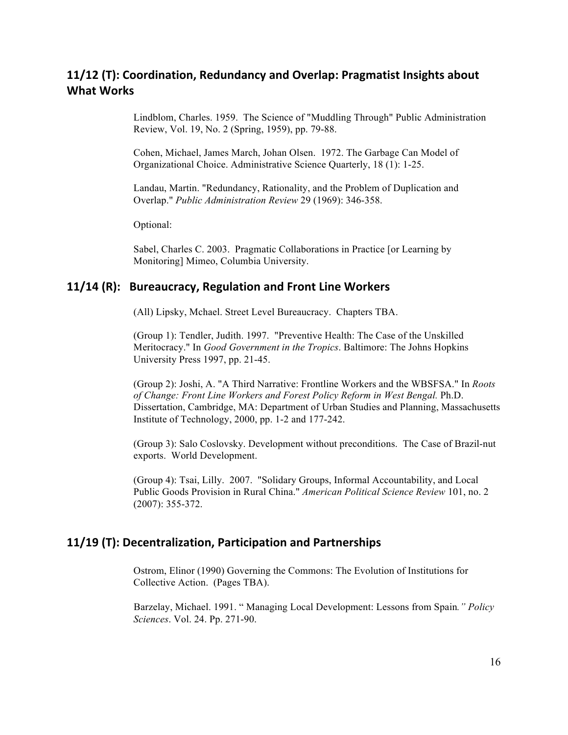## 11/12 (T): Coordination, Redundancy and Overlap: Pragmatist Insights about What Works

Lindblom, Charles. 1959. The Science of "Muddling Through" Public Administration Review, Vol. 19, No. 2 (Spring, 1959), pp. 79-88.

Cohen, Michael, James March, Johan Olsen. 1972. The Garbage Can Model of Organizational Choice. Administrative Science Quarterly, 18 (1): 1-25.

Landau, Martin. "Redundancy, Rationality, and the Problem of Duplication and Overlap." *Public Administration Review* 29 (1969): 346-358.

Optional:

Sabel, Charles C. 2003. Pragmatic Collaborations in Practice [or Learning by Monitoring] Mimeo, Columbia University.

## 11/14 (R): Bureaucracy, Regulation and Front Line Workers

(All) Lipsky, Mchael. Street Level Bureaucracy. Chapters TBA.

(Group 1): Tendler, Judith. 1997. "Preventive Health: The Case of the Unskilled Meritocracy." In *Good Government in the Tropics*. Baltimore: The Johns Hopkins University Press 1997, pp. 21-45.

(Group 2): Joshi, A. "A Third Narrative: Frontline Workers and the WBSFSA." In *Roots of Change: Front Line Workers and Forest Policy Reform in West Bengal.* Ph.D. Dissertation, Cambridge, MA: Department of Urban Studies and Planning, Massachusetts Institute of Technology, 2000, pp. 1-2 and 177-242.

(Group 3): Salo Coslovsky. Development without preconditions. The Case of Brazil-nut exports. World Development.

(Group 4): Tsai, Lilly. 2007. "Solidary Groups, Informal Accountability, and Local Public Goods Provision in Rural China." *American Political Science Review* 101, no. 2 (2007): 355-372.

## 11/19 (T): Decentralization, Participation and Partnerships

Ostrom, Elinor (1990) Governing the Commons: The Evolution of Institutions for Collective Action. (Pages TBA).

Barzelay, Michael. 1991. " Managing Local Development: Lessons from Spain*." Policy Sciences*. Vol. 24. Pp. 271-90.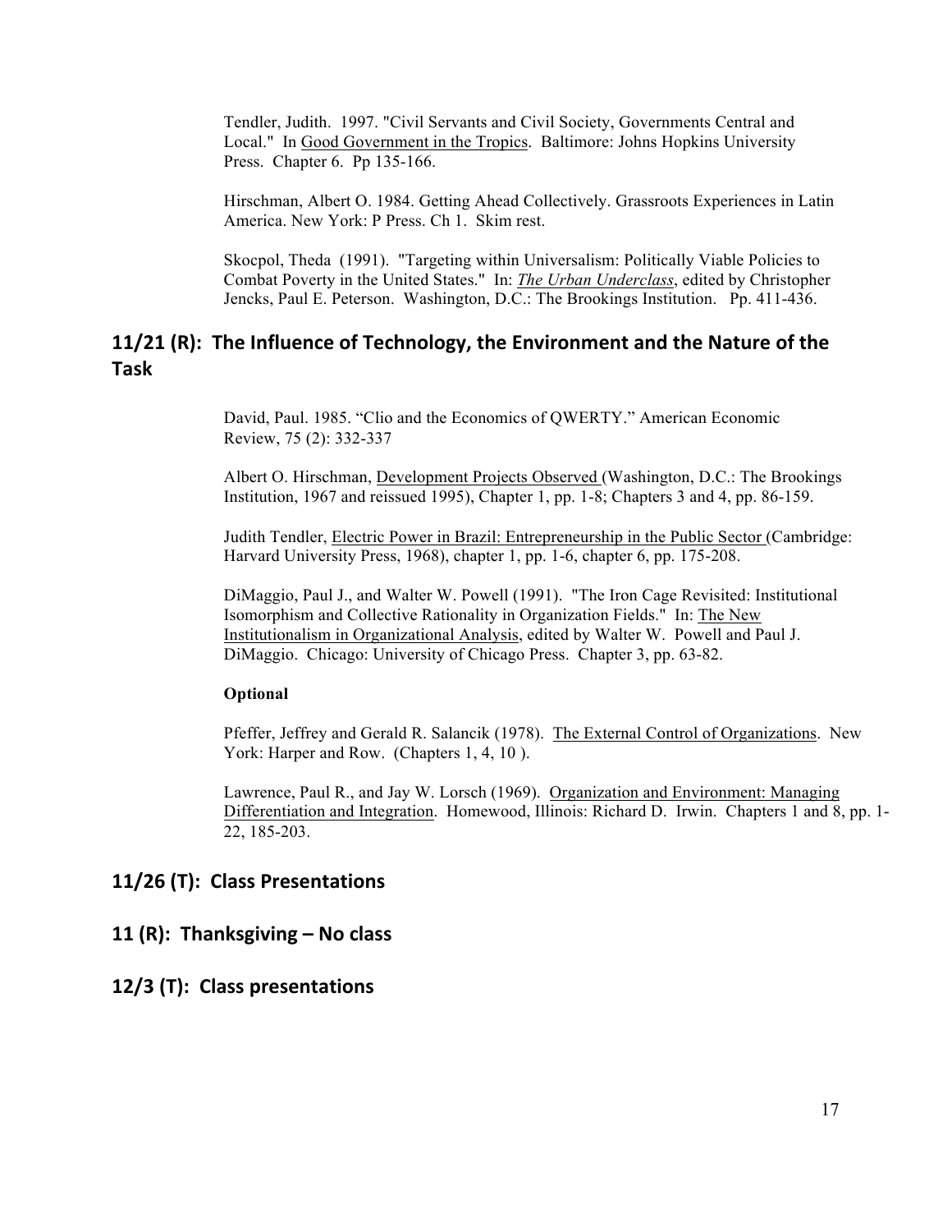Tendler, Judith. 1997. "Civil Servants and Civil Society, Governments Central and Local." In Good Government in the Tropics. Baltimore: Johns Hopkins University Press. Chapter 6. Pp 135-166.

Hirschman, Albert O. 1984. Getting Ahead Collectively. Grassroots Experiences in Latin America. New York: P Press. Ch 1. Skim rest.

Skocpol, Theda (1991). "Targeting within Universalism: Politically Viable Policies to Combat Poverty in the United States." In: *The Urban Underclass*, edited by Christopher Jencks, Paul E. Peterson. Washington, D.C.: The Brookings Institution. Pp. 411-436.

## 11/21 (R): The Influence of Technology, the Environment and the Nature of the Task

David, Paul. 1985. "Clio and the Economics of QWERTY." American Economic Review, 75 (2): 332-337

Albert O. Hirschman, Development Projects Observed (Washington, D.C.: The Brookings Institution, 1967 and reissued 1995), Chapter 1, pp. 1-8; Chapters 3 and 4, pp. 86-159.

Judith Tendler, Electric Power in Brazil: Entrepreneurship in the Public Sector (Cambridge: Harvard University Press, 1968), chapter 1, pp. 1-6, chapter 6, pp. 175-208.

DiMaggio, Paul J., and Walter W. Powell (1991). "The Iron Cage Revisited: Institutional Isomorphism and Collective Rationality in Organization Fields." In: The New Institutionalism in Organizational Analysis, edited by Walter W. Powell and Paul J. DiMaggio. Chicago: University of Chicago Press. Chapter 3, pp. 63-82.

**Optional**

Pfeffer, Jeffrey and Gerald R. Salancik (1978). The External Control of Organizations. New York: Harper and Row. (Chapters 1, 4, 10 ).

Lawrence, Paul R., and Jay W. Lorsch (1969). Organization and Environment: Managing Differentiation and Integration. Homewood, Illinois: Richard D. Irwin. Chapters 1 and 8, pp. 1-22, 185-203.

## 11/26 (T): Class Presentations

## 11 (R): Thanksgiving – No class

## 12/3 (T): Class presentations